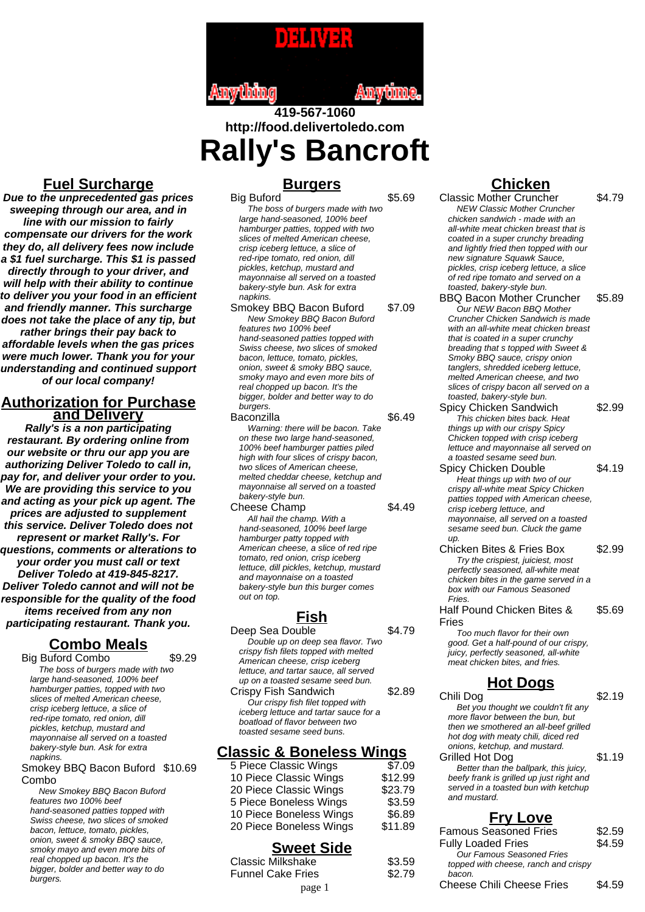419-567-1060
http://food.delivertoledo.com

# Rally's Bancroft

## Fuel Surcharge

***Due to the unprecedented gas prices sweeping through our area, and in line with our mission to fairly compensate our drivers for the work they do, all delivery fees now include a $1 fuel surcharge. This $1 is passed directly through to your driver, and will help with their ability to continue to deliver you your food in an efficient and friendly manner. This surcharge does not take the place of any tip, but rather brings their pay back to affordable levels when the gas prices were much lower. Thank you for your understanding and continued support of our local company!***

## Authorization for Purchase and Delivery

***Rally's is a non participating restaurant. By ordering online from our website or thru our app you are authorizing Deliver Toledo to call in, pay for, and deliver your order to you. We are providing this service to you and acting as your pick up agent. The prices are adjusted to supplement this service. Deliver Toledo does not represent or market Rally's. For questions, comments or alterations to your order you must call or text Deliver Toledo at 419-845-8217. Deliver Toledo cannot and will not be responsible for the quality of the food items received from any non participating restaurant. Thank you.***

## Combo Meals

Big Buford Combo — $9.29
*The boss of burgers made with two large hand-seasoned, 100% beef hamburger patties, topped with two slices of melted American cheese, crisp iceberg lettuce, a slice of red-ripe tomato, red onion, dill pickles, ketchup, mustard and mayonnaise all served on a toasted bakery-style bun. Ask for extra napkins.*

Smokey BBQ Bacon Buford Combo — $10.69
*New Smokey BBQ Bacon Buford features two 100% beef hand-seasoned patties topped with Swiss cheese, two slices of smoked bacon, lettuce, tomato, pickles, onion, sweet & smoky BBQ sauce, smoky mayo and even more bits of real chopped up bacon. It's the bigger, bolder and better way to do burgers.*

## Burgers

Big Buford — $5.69
*The boss of burgers made with two large hand-seasoned, 100% beef hamburger patties, topped with two slices of melted American cheese, crisp iceberg lettuce, a slice of red-ripe tomato, red onion, dill pickles, ketchup, mustard and mayonnaise all served on a toasted bakery-style bun. Ask for extra napkins.*

Smokey BBQ Bacon Buford — $7.09
*New Smokey BBQ Bacon Buford features two 100% beef hand-seasoned patties topped with Swiss cheese, two slices of smoked bacon, lettuce, tomato, pickles, onion, sweet & smoky BBQ sauce, smoky mayo and even more bits of real chopped up bacon. It's the bigger, bolder and better way to do burgers.*

Baconzilla — $6.49
*Warning: there will be bacon. Take on these two large hand-seasoned, 100% beef hamburger patties piled high with four slices of crispy bacon, two slices of American cheese, melted cheddar cheese, ketchup and mayonnaise all served on a toasted bakery-style bun.*

Cheese Champ — $4.49
*All hail the champ. With a hand-seasoned, 100% beef large hamburger patty topped with American cheese, a slice of red ripe tomato, red onion, crisp iceberg lettuce, dill pickles, ketchup, mustard and mayonnaise on a toasted bakery-style bun this burger comes out on top.*

## Fish

Deep Sea Double — $4.79
*Double up on deep sea flavor. Two crispy fish filets topped with melted American cheese, crisp iceberg lettuce, and tartar sauce, all served up on a toasted sesame seed bun.*

Crispy Fish Sandwich — $2.89
*Our crispy fish filet topped with iceberg lettuce and tartar sauce for a boatload of flavor between two toasted sesame seed buns.*

## Classic & Boneless Wings

| | |
|---|---|
| 5 Piece Classic Wings | $7.09 |
| 10 Piece Classic Wings | $12.99 |
| 20 Piece Classic Wings | $23.79 |
| 5 Piece Boneless Wings | $3.59 |
| 10 Piece Boneless Wings | $6.89 |
| 20 Piece Boneless Wings | $11.89 |

## Sweet Side

| | |
|---|---|
| Classic Milkshake | $3.59 |
| Funnel Cake Fries | $2.79 |

## Chicken

Classic Mother Cruncher — $4.79
*NEW Classic Mother Cruncher chicken sandwich - made with an all-white meat chicken breast that is coated in a super crunchy breading and lightly fried then topped with our new signature Squawk Sauce, pickles, crisp iceberg lettuce, a slice of red ripe tomato and served on a toasted, bakery-style bun.*

BBQ Bacon Mother Cruncher — $5.89
*Our NEW Bacon BBQ Mother Cruncher Chicken Sandwich is made with an all-white meat chicken breast that is coated in a super crunchy breading that s topped with Sweet & Smoky BBQ sauce, crispy onion tanglers, shredded iceberg lettuce, melted American cheese, and two slices of crispy bacon all served on a toasted, bakery-style bun.*

Spicy Chicken Sandwich — $2.99
*This chicken bites back. Heat things up with our crispy Spicy Chicken topped with crisp iceberg lettuce and mayonnaise all served on a toasted sesame seed bun.*

Spicy Chicken Double — $4.19
*Heat things up with two of our crispy all-white meat Spicy Chicken patties topped with American cheese, crisp iceberg lettuce, and mayonnaise, all served on a toasted sesame seed bun. Cluck the game up.*

Chicken Bites & Fries Box — $2.99
*Try the crispiest, juiciest, most perfectly seasoned, all-white meat chicken bites in the game served in a box with our Famous Seasoned Fries.*

Half Pound Chicken Bites & Fries — $5.69
*Too much flavor for their own good. Get a half-pound of our crispy, juicy, perfectly seasoned, all-white meat chicken bites, and fries.*

## Hot Dogs

Chili Dog — $2.19
*Bet you thought we couldn't fit any more flavor between the bun, but then we smothered an all-beef grilled hot dog with meaty chili, diced red onions, ketchup, and mustard.*

Grilled Hot Dog — $1.19
*Better than the ballpark, this juicy, beefy frank is grilled up just right and served in a toasted bun with ketchup and mustard.*

## Fry Love

Famous Seasoned Fries — $2.59

Fully Loaded Fries — $4.59
*Our Famous Seasoned Fries topped with cheese, ranch and crispy bacon.*

Cheese Chili Cheese Fries — $4.59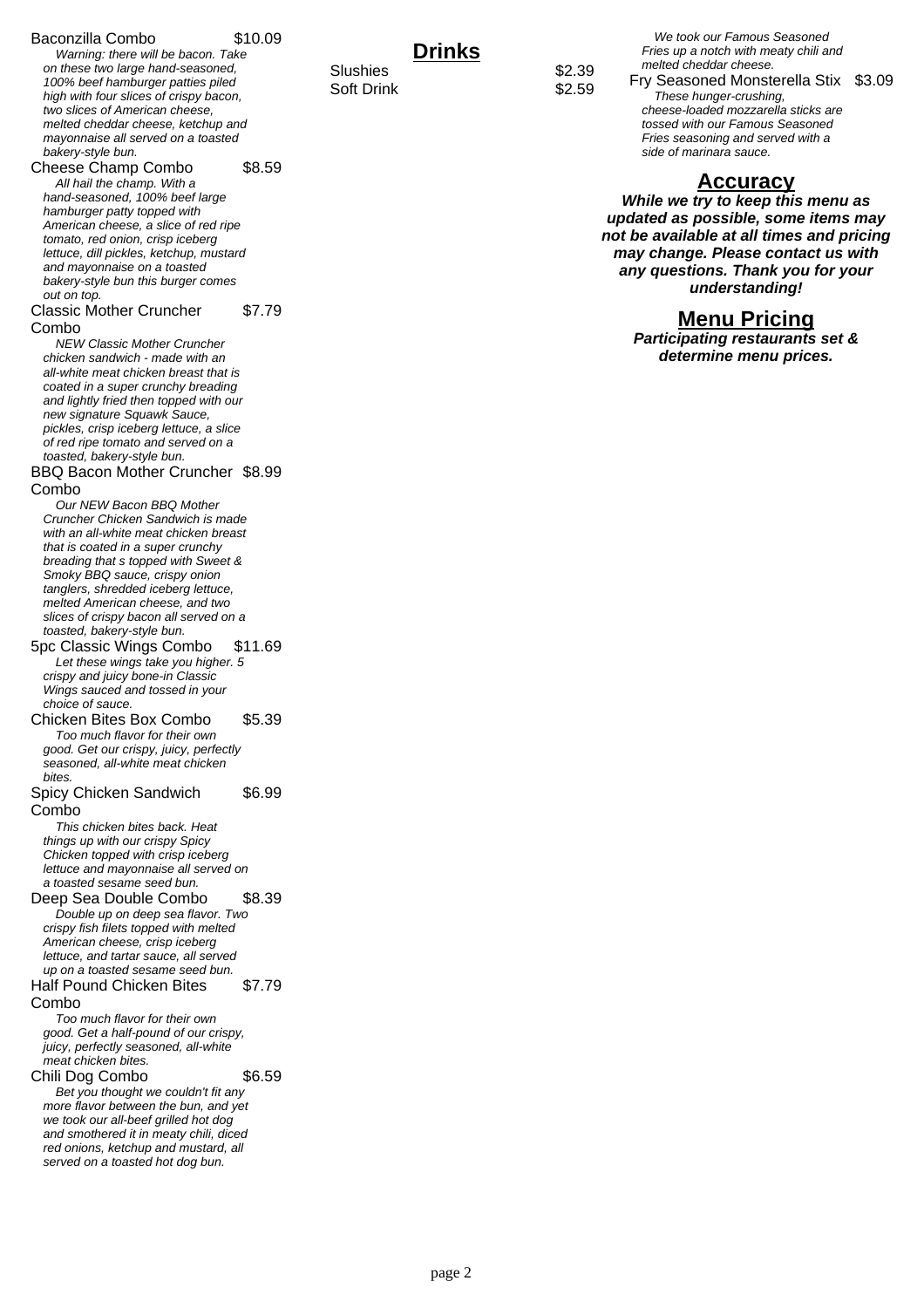Baconzilla Combo $10.09

*Warning: there will be bacon. Take on these two large hand-seasoned, 100% beef hamburger patties piled high with four slices of crispy bacon, two slices of American cheese, melted cheddar cheese, ketchup and mayonnaise all served on a toasted bakery-style bun.*

Cheese Champ Combo $8.59

*All hail the champ. With a hand-seasoned, 100% beef large hamburger patty topped with American cheese, a slice of red ripe tomato, red onion, crisp iceberg lettuce, dill pickles, ketchup, mustard and mayonnaise on a toasted bakery-style bun this burger comes out on top.*

Classic Mother Cruncher Combo $7.79

*NEW Classic Mother Cruncher chicken sandwich - made with an all-white meat chicken breast that is coated in a super crunchy breading and lightly fried then topped with our new signature Squawk Sauce, pickles, crisp iceberg lettuce, a slice of red ripe tomato and served on a toasted, bakery-style bun.*

BBQ Bacon Mother Cruncher Combo $8.99

*Our NEW Bacon BBQ Mother Cruncher Chicken Sandwich is made with an all-white meat chicken breast that is coated in a super crunchy breading that s topped with Sweet & Smoky BBQ sauce, crispy onion tanglers, shredded iceberg lettuce, melted American cheese, and two slices of crispy bacon all served on a toasted, bakery-style bun.*

5pc Classic Wings Combo $11.69

*Let these wings take you higher. 5 crispy and juicy bone-in Classic Wings sauced and tossed in your choice of sauce.*

Chicken Bites Box Combo $5.39

*Too much flavor for their own good. Get our crispy, juicy, perfectly seasoned, all-white meat chicken bites.*

Spicy Chicken Sandwich Combo $6.99

*This chicken bites back. Heat things up with our crispy Spicy Chicken topped with crisp iceberg lettuce and mayonnaise all served on a toasted sesame seed bun.*

Deep Sea Double Combo $8.39

*Double up on deep sea flavor. Two crispy fish filets topped with melted American cheese, crisp iceberg lettuce, and tartar sauce, all served up on a toasted sesame seed bun.*

Half Pound Chicken Bites Combo $7.79

*Too much flavor for their own good. Get a half-pound of our crispy, juicy, perfectly seasoned, all-white meat chicken bites.*

Chili Dog Combo $6.59

*Bet you thought we couldn't fit any more flavor between the bun, and yet we took our all-beef grilled hot dog and smothered it in meaty chili, diced red onions, ketchup and mustard, all served on a toasted hot dog bun.*

## Drinks

Slushies $2.39

Soft Drink $2.59

*We took our Famous Seasoned Fries up a notch with meaty chili and melted cheddar cheese.*

Fry Seasoned Monsterella Stix $3.09

*These hunger-crushing, cheese-loaded mozzarella sticks are tossed with our Famous Seasoned Fries seasoning and served with a side of marinara sauce.*

## Accuracy

***While we try to keep this menu as updated as possible, some items may not be available at all times and pricing may change. Please contact us with any questions. Thank you for your understanding!***

## Menu Pricing

***Participating restaurants set & determine menu prices.***